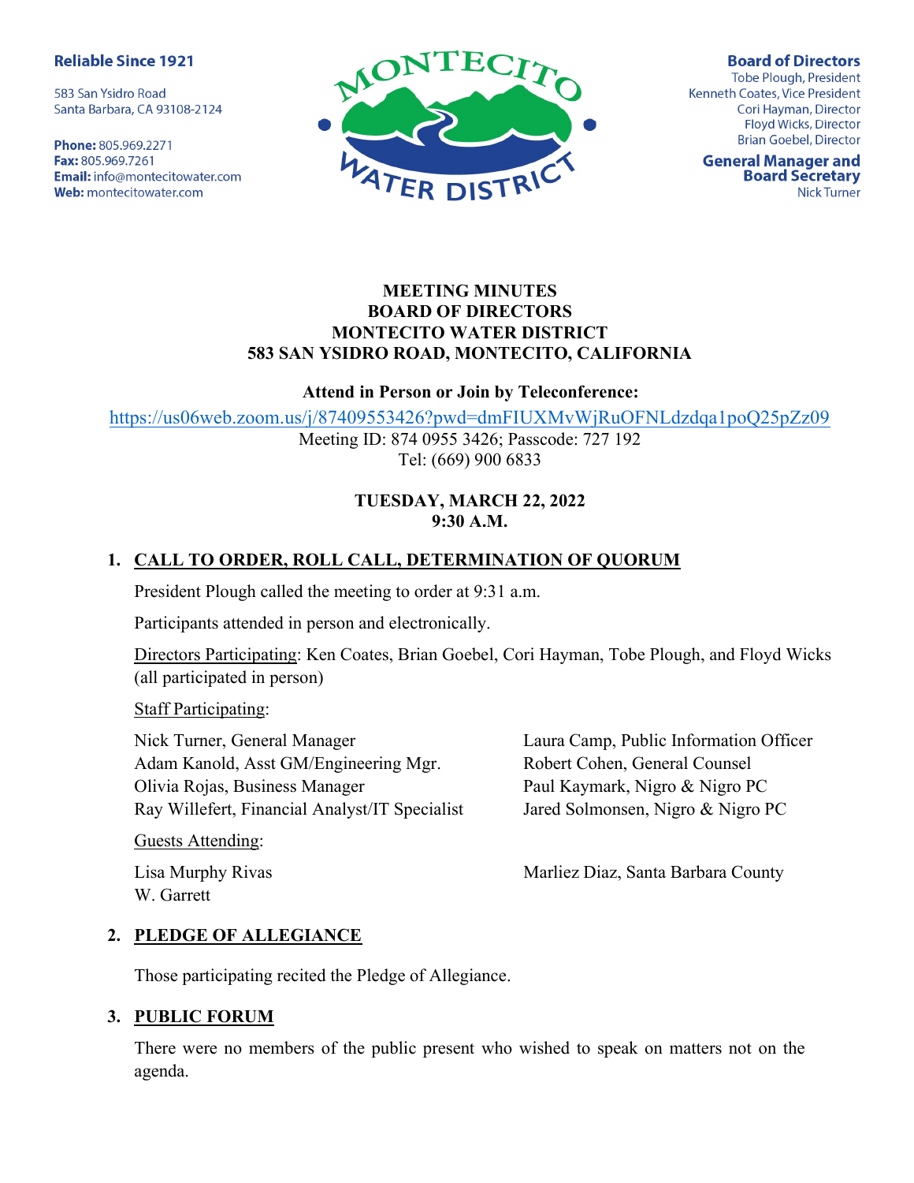**Reliable Since 1921**

583 San Ysidro Road
Santa Barbara, CA 93108-2124

**Phone:** 805.969.2271
**Fax:** 805.969.7261
**Email:** info@montecitowater.com
**Web:** montecitowater.com

MONTECITO WATER DISTRICT

**Board of Directors**
Tobe Plough, President
Kenneth Coates, Vice President
Cori Hayman, Director
Floyd Wicks, Director
Brian Goebel, Director

**General Manager and Board Secretary**
Nick Turner

# MEETING MINUTES
# BOARD OF DIRECTORS
# MONTECITO WATER DISTRICT
# 583 SAN YSIDRO ROAD, MONTECITO, CALIFORNIA

**Attend in Person or Join by Teleconference:**

https://us06web.zoom.us/j/87409553426?pwd=dmFIUXMvWjRuOFNLdzdqa1poQ25pZz09

Meeting ID: 874 0955 3426; Passcode: 727 192
Tel: (669) 900 6833

**TUESDAY, MARCH 22, 2022**
**9:30 A.M.**

## 1. CALL TO ORDER, ROLL CALL, DETERMINATION OF QUORUM

President Plough called the meeting to order at 9:31 a.m.

Participants attended in person and electronically.

Directors Participating: Ken Coates, Brian Goebel, Cori Hayman, Tobe Plough, and Floyd Wicks (all participated in person)

Staff Participating:

Nick Turner, General Manager
Adam Kanold, Asst GM/Engineering Mgr.
Olivia Rojas, Business Manager
Ray Willefert, Financial Analyst/IT Specialist
Laura Camp, Public Information Officer
Robert Cohen, General Counsel
Paul Kaymark, Nigro & Nigro PC
Jared Solmonsen, Nigro & Nigro PC

Guests Attending:

Lisa Murphy Rivas
W. Garrett
Marliez Diaz, Santa Barbara County

## 2. PLEDGE OF ALLEGIANCE

Those participating recited the Pledge of Allegiance.

## 3. PUBLIC FORUM

There were no members of the public present who wished to speak on matters not on the agenda.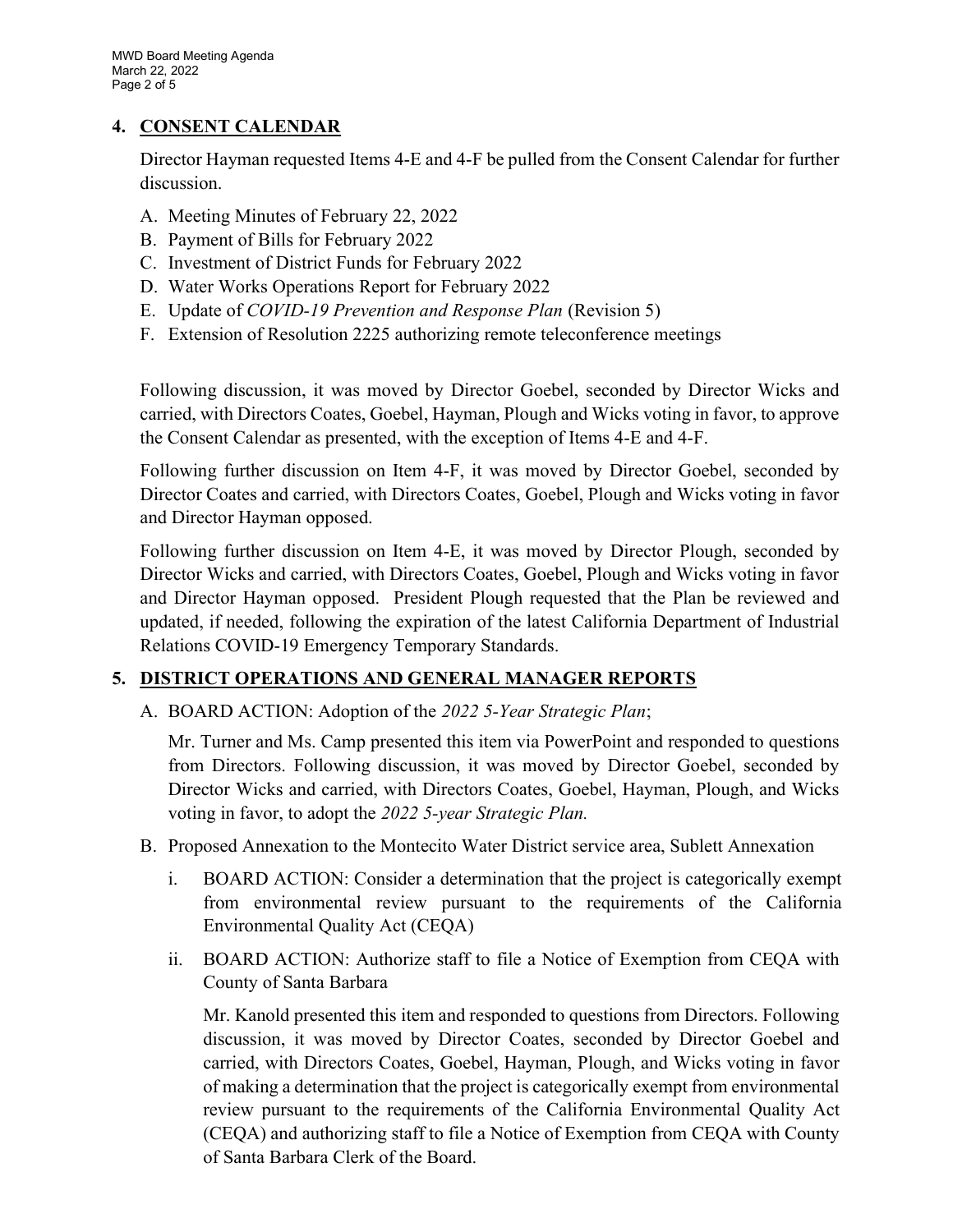## 4. CONSENT CALENDAR

Director Hayman requested Items 4-E and 4-F be pulled from the Consent Calendar for further discussion.

A. Meeting Minutes of February 22, 2022
B. Payment of Bills for February 2022
C. Investment of District Funds for February 2022
D. Water Works Operations Report for February 2022
E. Update of *COVID-19 Prevention and Response Plan* (Revision 5)
F. Extension of Resolution 2225 authorizing remote teleconference meetings

Following discussion, it was moved by Director Goebel, seconded by Director Wicks and carried, with Directors Coates, Goebel, Hayman, Plough and Wicks voting in favor, to approve the Consent Calendar as presented, with the exception of Items 4-E and 4-F.

Following further discussion on Item 4-F, it was moved by Director Goebel, seconded by Director Coates and carried, with Directors Coates, Goebel, Plough and Wicks voting in favor and Director Hayman opposed.

Following further discussion on Item 4-E, it was moved by Director Plough, seconded by Director Wicks and carried, with Directors Coates, Goebel, Plough and Wicks voting in favor and Director Hayman opposed. President Plough requested that the Plan be reviewed and updated, if needed, following the expiration of the latest California Department of Industrial Relations COVID-19 Emergency Temporary Standards.

## 5. DISTRICT OPERATIONS AND GENERAL MANAGER REPORTS

A. BOARD ACTION: Adoption of the *2022 5-Year Strategic Plan*;

Mr. Turner and Ms. Camp presented this item via PowerPoint and responded to questions from Directors. Following discussion, it was moved by Director Goebel, seconded by Director Wicks and carried, with Directors Coates, Goebel, Hayman, Plough, and Wicks voting in favor, to adopt the *2022 5-year Strategic Plan.*

B. Proposed Annexation to the Montecito Water District service area, Sublett Annexation

i. BOARD ACTION: Consider a determination that the project is categorically exempt from environmental review pursuant to the requirements of the California Environmental Quality Act (CEQA)

ii. BOARD ACTION: Authorize staff to file a Notice of Exemption from CEQA with County of Santa Barbara

Mr. Kanold presented this item and responded to questions from Directors. Following discussion, it was moved by Director Coates, seconded by Director Goebel and carried, with Directors Coates, Goebel, Hayman, Plough, and Wicks voting in favor of making a determination that the project is categorically exempt from environmental review pursuant to the requirements of the California Environmental Quality Act (CEQA) and authorizing staff to file a Notice of Exemption from CEQA with County of Santa Barbara Clerk of the Board.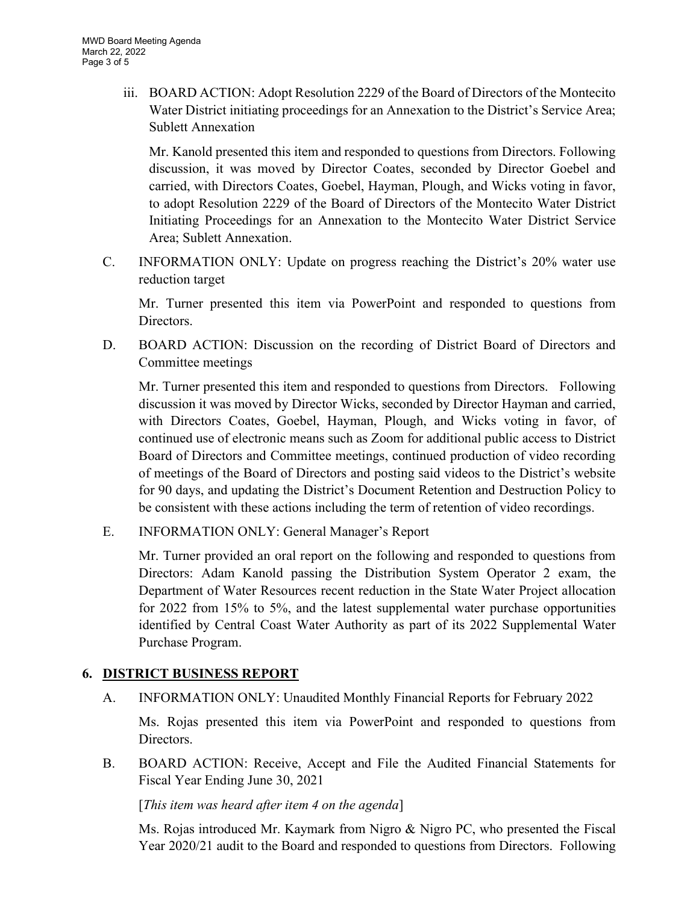iii. BOARD ACTION: Adopt Resolution 2229 of the Board of Directors of the Montecito Water District initiating proceedings for an Annexation to the District's Service Area; Sublett Annexation

Mr. Kanold presented this item and responded to questions from Directors. Following discussion, it was moved by Director Coates, seconded by Director Goebel and carried, with Directors Coates, Goebel, Hayman, Plough, and Wicks voting in favor, to adopt Resolution 2229 of the Board of Directors of the Montecito Water District Initiating Proceedings for an Annexation to the Montecito Water District Service Area; Sublett Annexation.

C. INFORMATION ONLY: Update on progress reaching the District's 20% water use reduction target

Mr. Turner presented this item via PowerPoint and responded to questions from Directors.

D. BOARD ACTION: Discussion on the recording of District Board of Directors and Committee meetings

Mr. Turner presented this item and responded to questions from Directors. Following discussion it was moved by Director Wicks, seconded by Director Hayman and carried, with Directors Coates, Goebel, Hayman, Plough, and Wicks voting in favor, of continued use of electronic means such as Zoom for additional public access to District Board of Directors and Committee meetings, continued production of video recording of meetings of the Board of Directors and posting said videos to the District's website for 90 days, and updating the District's Document Retention and Destruction Policy to be consistent with these actions including the term of retention of video recordings.

E. INFORMATION ONLY: General Manager's Report

Mr. Turner provided an oral report on the following and responded to questions from Directors: Adam Kanold passing the Distribution System Operator 2 exam, the Department of Water Resources recent reduction in the State Water Project allocation for 2022 from 15% to 5%, and the latest supplemental water purchase opportunities identified by Central Coast Water Authority as part of its 2022 Supplemental Water Purchase Program.

## 6. DISTRICT BUSINESS REPORT

A. INFORMATION ONLY: Unaudited Monthly Financial Reports for February 2022

Ms. Rojas presented this item via PowerPoint and responded to questions from Directors.

B. BOARD ACTION: Receive, Accept and File the Audited Financial Statements for Fiscal Year Ending June 30, 2021

[*This item was heard after item 4 on the agenda*]

Ms. Rojas introduced Mr. Kaymark from Nigro & Nigro PC, who presented the Fiscal Year 2020/21 audit to the Board and responded to questions from Directors. Following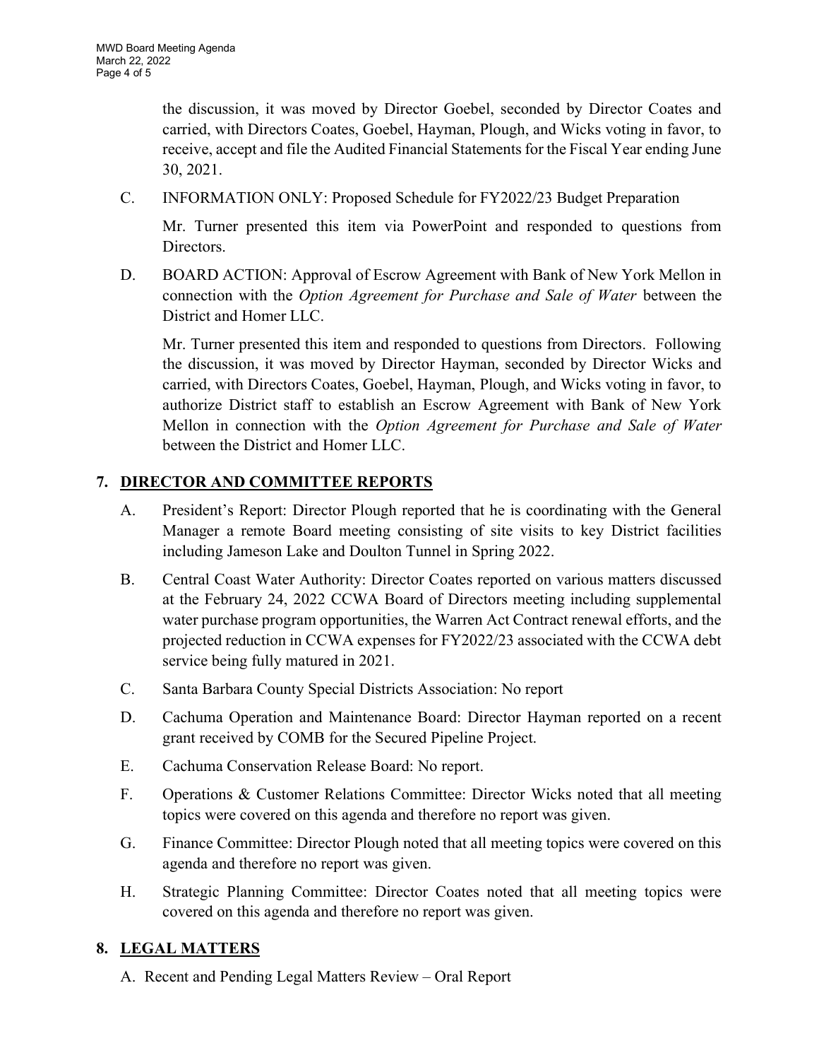the discussion, it was moved by Director Goebel, seconded by Director Coates and carried, with Directors Coates, Goebel, Hayman, Plough, and Wicks voting in favor, to receive, accept and file the Audited Financial Statements for the Fiscal Year ending June 30, 2021.

C. INFORMATION ONLY: Proposed Schedule for FY2022/23 Budget Preparation

Mr. Turner presented this item via PowerPoint and responded to questions from Directors.

D. BOARD ACTION: Approval of Escrow Agreement with Bank of New York Mellon in connection with the *Option Agreement for Purchase and Sale of Water* between the District and Homer LLC.

Mr. Turner presented this item and responded to questions from Directors. Following the discussion, it was moved by Director Hayman, seconded by Director Wicks and carried, with Directors Coates, Goebel, Hayman, Plough, and Wicks voting in favor, to authorize District staff to establish an Escrow Agreement with Bank of New York Mellon in connection with the *Option Agreement for Purchase and Sale of Water* between the District and Homer LLC.

## 7. DIRECTOR AND COMMITTEE REPORTS

A. President's Report: Director Plough reported that he is coordinating with the General Manager a remote Board meeting consisting of site visits to key District facilities including Jameson Lake and Doulton Tunnel in Spring 2022.

B. Central Coast Water Authority: Director Coates reported on various matters discussed at the February 24, 2022 CCWA Board of Directors meeting including supplemental water purchase program opportunities, the Warren Act Contract renewal efforts, and the projected reduction in CCWA expenses for FY2022/23 associated with the CCWA debt service being fully matured in 2021.

C. Santa Barbara County Special Districts Association: No report

D. Cachuma Operation and Maintenance Board: Director Hayman reported on a recent grant received by COMB for the Secured Pipeline Project.

E. Cachuma Conservation Release Board: No report.

F. Operations & Customer Relations Committee: Director Wicks noted that all meeting topics were covered on this agenda and therefore no report was given.

G. Finance Committee: Director Plough noted that all meeting topics were covered on this agenda and therefore no report was given.

H. Strategic Planning Committee: Director Coates noted that all meeting topics were covered on this agenda and therefore no report was given.

## 8. LEGAL MATTERS

A. Recent and Pending Legal Matters Review – Oral Report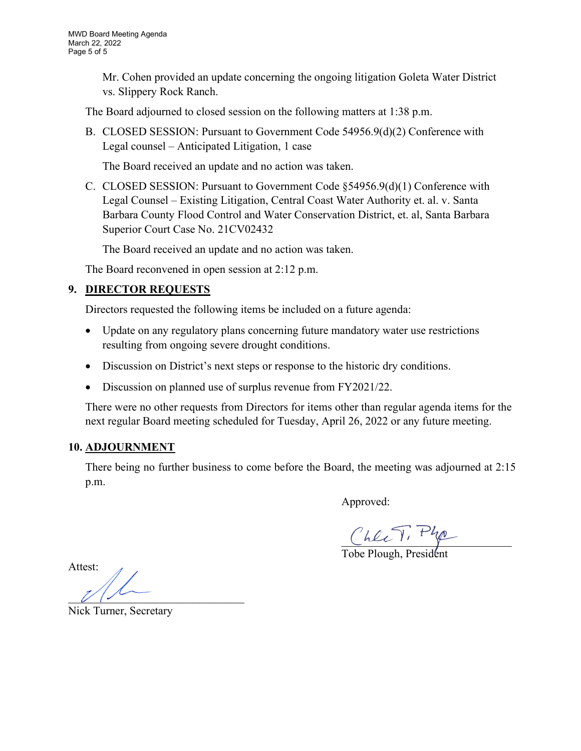Mr. Cohen provided an update concerning the ongoing litigation Goleta Water District vs. Slippery Rock Ranch.

The Board adjourned to closed session on the following matters at 1:38 p.m.

B. CLOSED SESSION: Pursuant to Government Code 54956.9(d)(2) Conference with Legal counsel – Anticipated Litigation, 1 case

   The Board received an update and no action was taken.

C. CLOSED SESSION: Pursuant to Government Code §54956.9(d)(1) Conference with Legal Counsel – Existing Litigation, Central Coast Water Authority et. al. v. Santa Barbara County Flood Control and Water Conservation District, et. al, Santa Barbara Superior Court Case No. 21CV02432

   The Board received an update and no action was taken.

The Board reconvened in open session at 2:12 p.m.

## 9. DIRECTOR REQUESTS

Directors requested the following items be included on a future agenda:

- Update on any regulatory plans concerning future mandatory water use restrictions resulting from ongoing severe drought conditions.
- Discussion on District's next steps or response to the historic dry conditions.
- Discussion on planned use of surplus revenue from FY2021/22.

There were no other requests from Directors for items other than regular agenda items for the next regular Board meeting scheduled for Tuesday, April 26, 2022 or any future meeting.

## 10. ADJOURNMENT

There being no further business to come before the Board, the meeting was adjourned at 2:15 p.m.

Approved:

Tobe Plough, President

Attest:

Nick Turner, Secretary